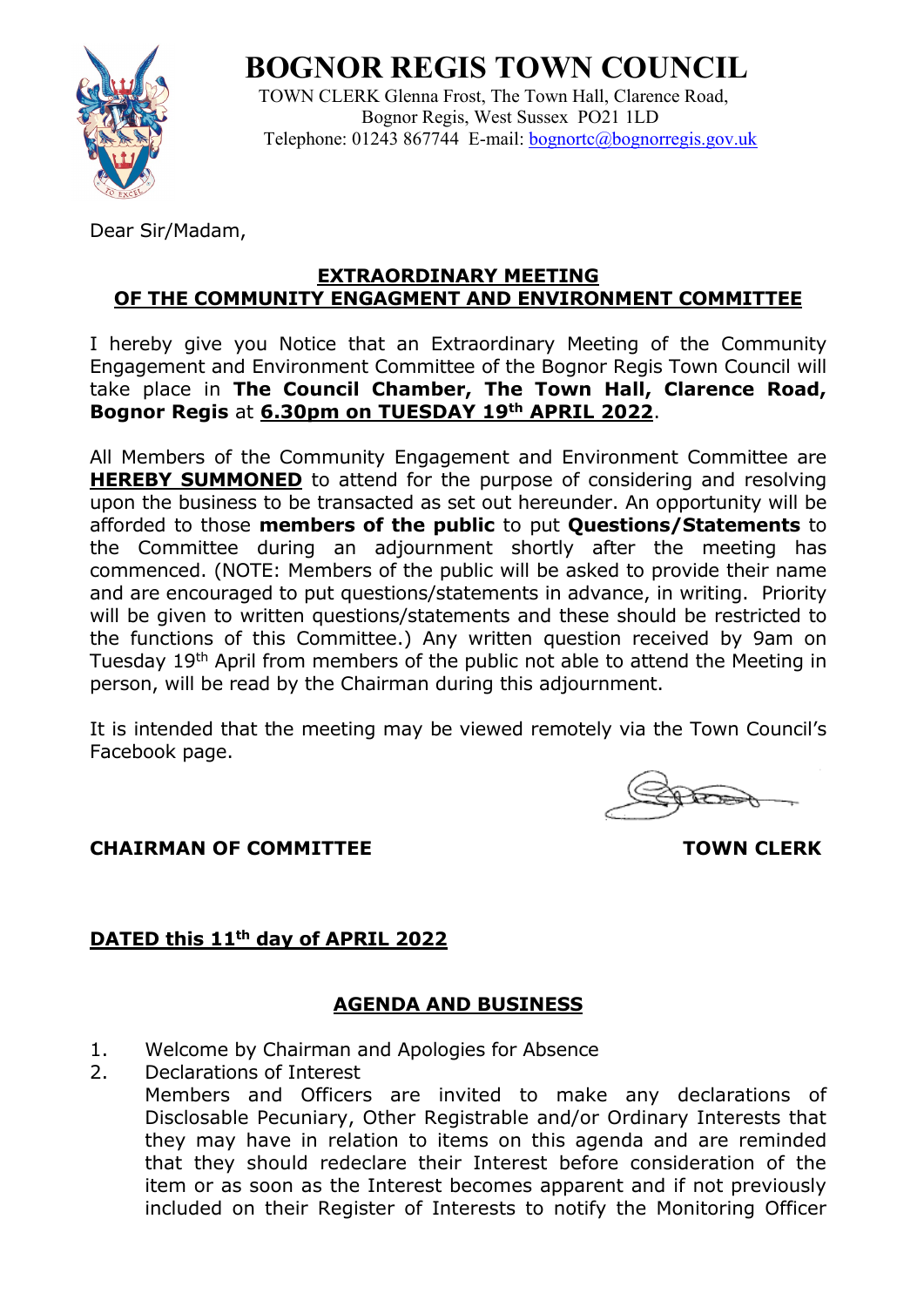# BOGNOR REGIS TOWN COUNCIL

TOWN CLERK Glenna Frost, The Town Hall, Clarence Road,
Bognor Regis, West Sussex PO21 1LD
Telephone: 01243 867744 E-mail: bognortc@bognorregis.gov.uk

Dear Sir/Madam,

## EXTRAORDINARY MEETING OF THE COMMUNITY ENGAGMENT AND ENVIRONMENT COMMITTEE

I hereby give you Notice that an Extraordinary Meeting of the Community Engagement and Environment Committee of the Bognor Regis Town Council will take place in **The Council Chamber, The Town Hall, Clarence Road, Bognor Regis** at **6.30pm on TUESDAY 19th APRIL 2022**.

All Members of the Community Engagement and Environment Committee are **HEREBY SUMMONED** to attend for the purpose of considering and resolving upon the business to be transacted as set out hereunder. An opportunity will be afforded to those **members of the public** to put **Questions/Statements** to the Committee during an adjournment shortly after the meeting has commenced. (NOTE: Members of the public will be asked to provide their name and are encouraged to put questions/statements in advance, in writing. Priority will be given to written questions/statements and these should be restricted to the functions of this Committee.) Any written question received by 9am on Tuesday 19th April from members of the public not able to attend the Meeting in person, will be read by the Chairman during this adjournment.

It is intended that the meeting may be viewed remotely via the Town Council's Facebook page.

**CHAIRMAN OF COMMITTEE** **TOWN CLERK**

**DATED this 11th day of APRIL 2022**

## AGENDA AND BUSINESS

1. Welcome by Chairman and Apologies for Absence
2. Declarations of Interest
   Members and Officers are invited to make any declarations of Disclosable Pecuniary, Other Registrable and/or Ordinary Interests that they may have in relation to items on this agenda and are reminded that they should redeclare their Interest before consideration of the item or as soon as the Interest becomes apparent and if not previously included on their Register of Interests to notify the Monitoring Officer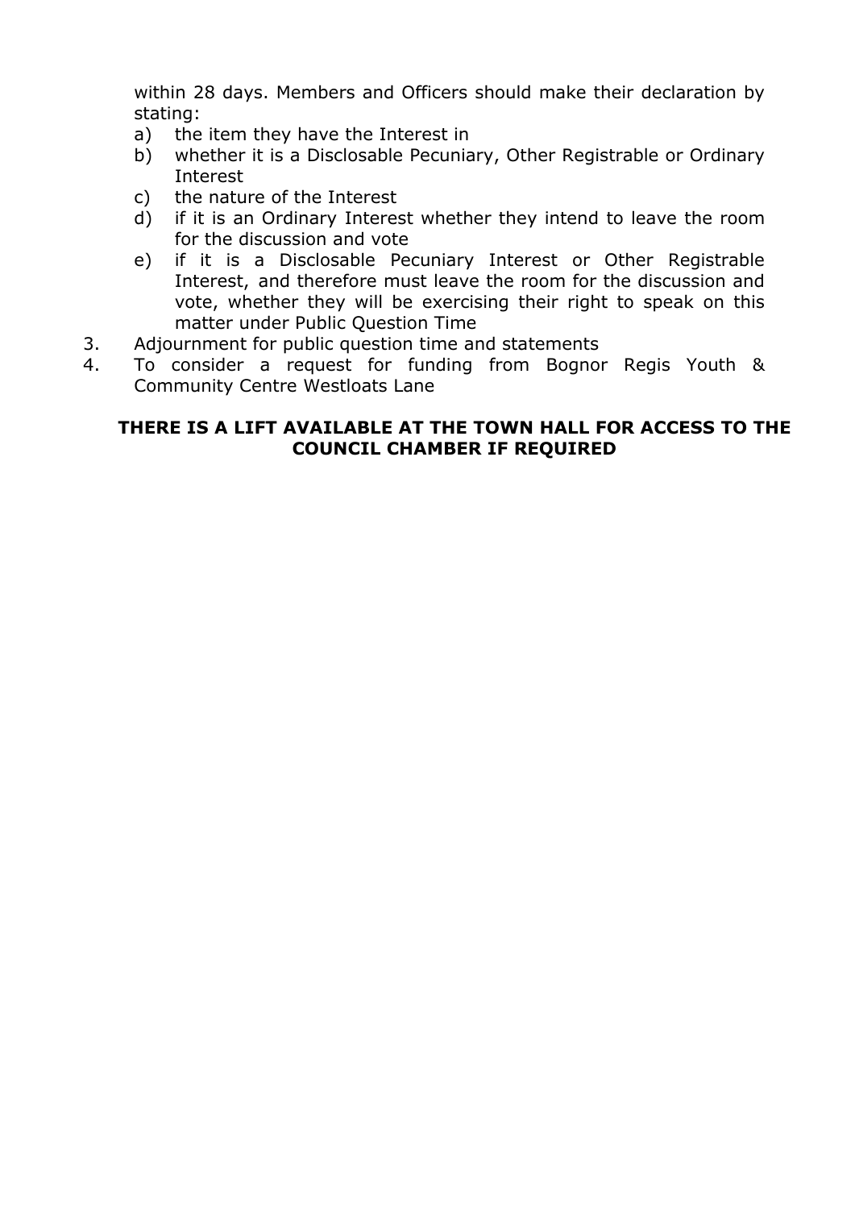within 28 days. Members and Officers should make their declaration by stating:

a) the item they have the Interest in
b) whether it is a Disclosable Pecuniary, Other Registrable or Ordinary Interest
c) the nature of the Interest
d) if it is an Ordinary Interest whether they intend to leave the room for the discussion and vote
e) if it is a Disclosable Pecuniary Interest or Other Registrable Interest, and therefore must leave the room for the discussion and vote, whether they will be exercising their right to speak on this matter under Public Question Time

3. Adjournment for public question time and statements
4. To consider a request for funding from Bognor Regis Youth & Community Centre Westloats Lane

**THERE IS A LIFT AVAILABLE AT THE TOWN HALL FOR ACCESS TO THE COUNCIL CHAMBER IF REQUIRED**